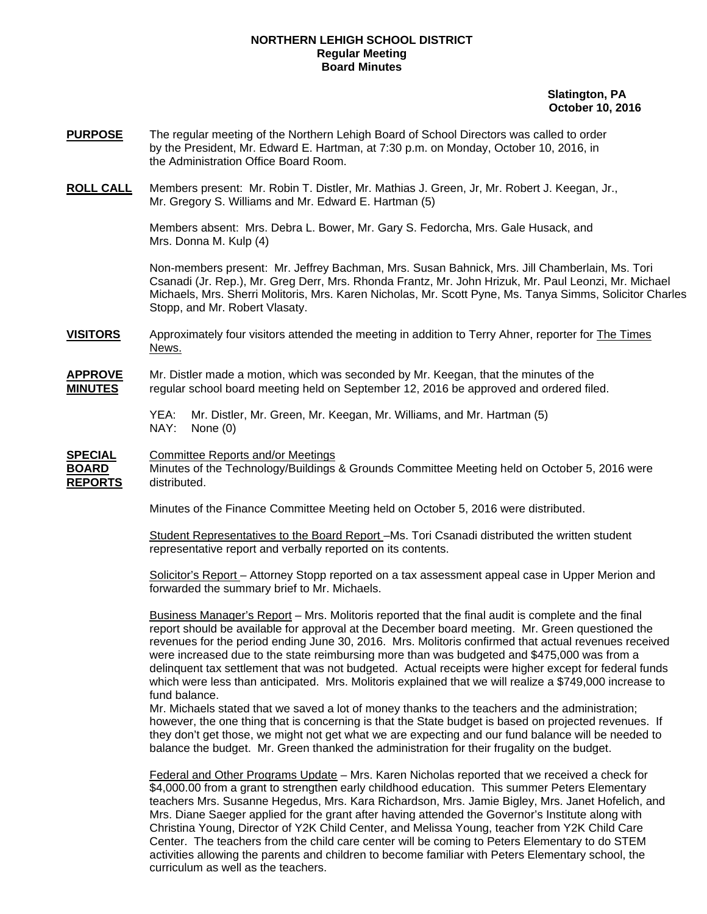**NORTHERN LEHIGH SCHOOL DISTRICT**
**Regular Meeting**
**Board Minutes**

**Slatington, PA**
**October 10, 2016**

**PURPOSE** The regular meeting of the Northern Lehigh Board of School Directors was called to order by the President, Mr. Edward E. Hartman, at 7:30 p.m. on Monday, October 10, 2016, in the Administration Office Board Room.

**ROLL CALL** Members present: Mr. Robin T. Distler, Mr. Mathias J. Green, Jr, Mr. Robert J. Keegan, Jr., Mr. Gregory S. Williams and Mr. Edward E. Hartman (5)

Members absent: Mrs. Debra L. Bower, Mr. Gary S. Fedorcha, Mrs. Gale Husack, and Mrs. Donna M. Kulp (4)

Non-members present: Mr. Jeffrey Bachman, Mrs. Susan Bahnick, Mrs. Jill Chamberlain, Ms. Tori Csanadi (Jr. Rep.), Mr. Greg Derr, Mrs. Rhonda Frantz, Mr. John Hrizuk, Mr. Paul Leonzi, Mr. Michael Michaels, Mrs. Sherri Molitoris, Mrs. Karen Nicholas, Mr. Scott Pyne, Ms. Tanya Simms, Solicitor Charles Stopp, and Mr. Robert Vlasaty.

**VISITORS** Approximately four visitors attended the meeting in addition to Terry Ahner, reporter for The Times News.

**APPROVE MINUTES** Mr. Distler made a motion, which was seconded by Mr. Keegan, that the minutes of the regular school board meeting held on September 12, 2016 be approved and ordered filed.

YEA: Mr. Distler, Mr. Green, Mr. Keegan, Mr. Williams, and Mr. Hartman (5)
NAY: None (0)

**SPECIAL BOARD REPORTS** Committee Reports and/or Meetings

Minutes of the Technology/Buildings & Grounds Committee Meeting held on October 5, 2016 were distributed.

Minutes of the Finance Committee Meeting held on October 5, 2016 were distributed.

Student Representatives to the Board Report –Ms. Tori Csanadi distributed the written student representative report and verbally reported on its contents.

Solicitor's Report – Attorney Stopp reported on a tax assessment appeal case in Upper Merion and forwarded the summary brief to Mr. Michaels.

Business Manager's Report – Mrs. Molitoris reported that the final audit is complete and the final report should be available for approval at the December board meeting. Mr. Green questioned the revenues for the period ending June 30, 2016. Mrs. Molitoris confirmed that actual revenues received were increased due to the state reimbursing more than was budgeted and $475,000 was from a delinquent tax settlement that was not budgeted. Actual receipts were higher except for federal funds which were less than anticipated. Mrs. Molitoris explained that we will realize a $749,000 increase to fund balance.

Mr. Michaels stated that we saved a lot of money thanks to the teachers and the administration; however, the one thing that is concerning is that the State budget is based on projected revenues. If they don't get those, we might not get what we are expecting and our fund balance will be needed to balance the budget. Mr. Green thanked the administration for their frugality on the budget.

Federal and Other Programs Update – Mrs. Karen Nicholas reported that we received a check for $4,000.00 from a grant to strengthen early childhood education. This summer Peters Elementary teachers Mrs. Susanne Hegedus, Mrs. Kara Richardson, Mrs. Jamie Bigley, Mrs. Janet Hofelich, and Mrs. Diane Saeger applied for the grant after having attended the Governor's Institute along with Christina Young, Director of Y2K Child Center, and Melissa Young, teacher from Y2K Child Care Center. The teachers from the child care center will be coming to Peters Elementary to do STEM activities allowing the parents and children to become familiar with Peters Elementary school, the curriculum as well as the teachers.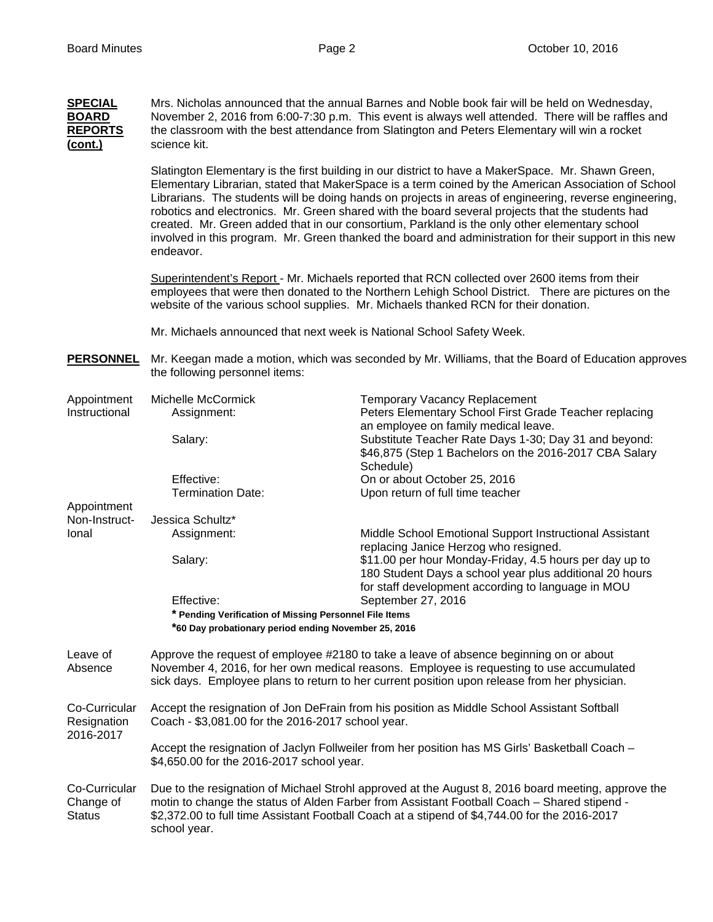**SPECIAL BOARD REPORTS (cont.)**

Mrs. Nicholas announced that the annual Barnes and Noble book fair will be held on Wednesday, November 2, 2016 from 6:00-7:30 p.m. This event is always well attended. There will be raffles and the classroom with the best attendance from Slatington and Peters Elementary will win a rocket science kit.

Slatington Elementary is the first building in our district to have a MakerSpace. Mr. Shawn Green, Elementary Librarian, stated that MakerSpace is a term coined by the American Association of School Librarians. The students will be doing hands on projects in areas of engineering, reverse engineering, robotics and electronics. Mr. Green shared with the board several projects that the students had created. Mr. Green added that in our consortium, Parkland is the only other elementary school involved in this program. Mr. Green thanked the board and administration for their support in this new endeavor.

Superintendent's Report - Mr. Michaels reported that RCN collected over 2600 items from their employees that were then donated to the Northern Lehigh School District. There are pictures on the website of the various school supplies. Mr. Michaels thanked RCN for their donation.

Mr. Michaels announced that next week is National School Safety Week.

**PERSONNEL**

Mr. Keegan made a motion, which was seconded by Mr. Williams, that the Board of Education approves the following personnel items:

Appointment Instructional

Michelle McCormick — Temporary Vacancy Replacement

- Assignment: Peters Elementary School First Grade Teacher replacing an employee on family medical leave.
- Salary: Substitute Teacher Rate Days 1-30; Day 31 and beyond: $46,875 (Step 1 Bachelors on the 2016-2017 CBA Salary Schedule)
- Effective: On or about October 25, 2016
- Termination Date: Upon return of full time teacher

Appointment Non-Instructional

Jessica Schultz*

- Assignment: Middle School Emotional Support Instructional Assistant replacing Janice Herzog who resigned.
- Salary: $11.00 per hour Monday-Friday, 4.5 hours per day up to 180 Student Days a school year plus additional 20 hours for staff development according to language in MOU
- Effective: September 27, 2016

**\* Pending Verification of Missing Personnel File Items**
**\*60 Day probationary period ending November 25, 2016**

Leave of Absence

Approve the request of employee #2180 to take a leave of absence beginning on or about November 4, 2016, for her own medical reasons. Employee is requesting to use accumulated sick days. Employee plans to return to her current position upon release from her physician.

Co-Curricular Resignation 2016-2017

Accept the resignation of Jon DeFrain from his position as Middle School Assistant Softball Coach - $3,081.00 for the 2016-2017 school year.

Accept the resignation of Jaclyn Follweiler from her position has MS Girls' Basketball Coach – $4,650.00 for the 2016-2017 school year.

Co-Curricular Change of Status

Due to the resignation of Michael Strohl approved at the August 8, 2016 board meeting, approve the motin to change the status of Alden Farber from Assistant Football Coach – Shared stipend - $2,372.00 to full time Assistant Football Coach at a stipend of $4,744.00 for the 2016-2017 school year.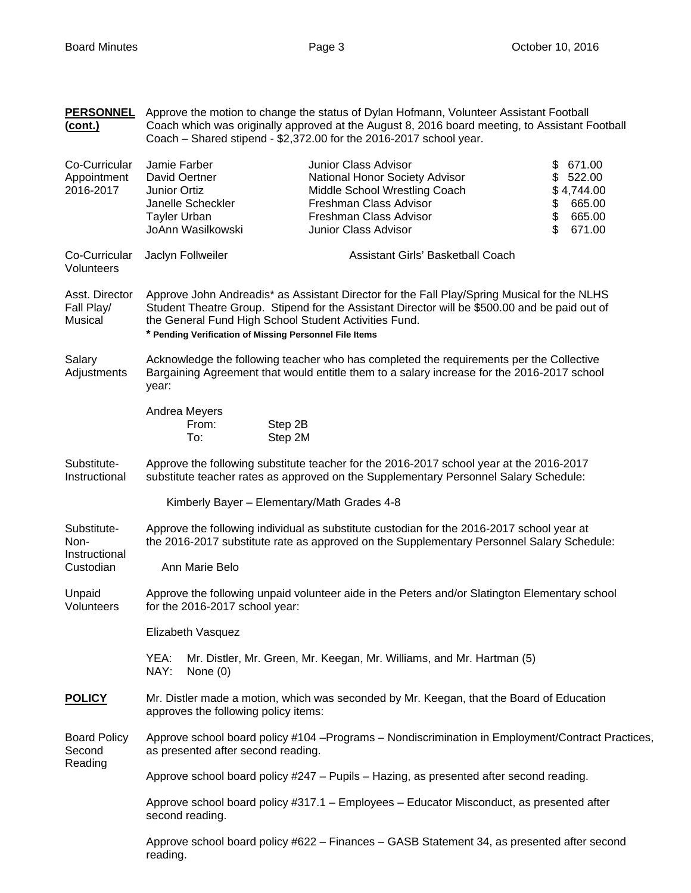**PERSONNEL (cont.)**

Approve the motion to change the status of Dylan Hofmann, Volunteer Assistant Football Coach which was originally approved at the August 8, 2016 board meeting, to Assistant Football Coach – Shared stipend - $2,372.00 for the 2016-2017 school year.

Co-Curricular Appointment 2016-2017

| Name | Position | Stipend |
|---|---|---|
| Jamie Farber | Junior Class Advisor | $ 671.00 |
| David Oertner | National Honor Society Advisor | $ 522.00 |
| Junior Ortiz | Middle School Wrestling Coach | $ 4,744.00 |
| Janelle Scheckler | Freshman Class Advisor | $ 665.00 |
| Tayler Urban | Freshman Class Advisor | $ 665.00 |
| JoAnn Wasilkowski | Junior Class Advisor | $ 671.00 |

Co-Curricular Volunteers

Jaclyn Follweiler — Assistant Girls' Basketball Coach

Asst. Director Fall Play/ Musical

Approve John Andreadis* as Assistant Director for the Fall Play/Spring Musical for the NLHS Student Theatre Group. Stipend for the Assistant Director will be $500.00 and be paid out of the General Fund High School Student Activities Fund.

**\* Pending Verification of Missing Personnel File Items**

Salary Adjustments

Acknowledge the following teacher who has completed the requirements per the Collective Bargaining Agreement that would entitle them to a salary increase for the 2016-2017 school year:

Andrea Meyers
- From: Step 2B
- To: Step 2M

Substitute- Instructional

Approve the following substitute teacher for the 2016-2017 school year at the 2016-2017 substitute teacher rates as approved on the Supplementary Personnel Salary Schedule:

Kimberly Bayer – Elementary/Math Grades 4-8

Substitute- Non-Instructional Custodian

Approve the following individual as substitute custodian for the 2016-2017 school year at the 2016-2017 substitute rate as approved on the Supplementary Personnel Salary Schedule:

Ann Marie Belo

Unpaid Volunteers

Approve the following unpaid volunteer aide in the Peters and/or Slatington Elementary school for the 2016-2017 school year:

Elizabeth Vasquez

YEA: Mr. Distler, Mr. Green, Mr. Keegan, Mr. Williams, and Mr. Hartman (5)
NAY: None (0)

**POLICY**

Mr. Distler made a motion, which was seconded by Mr. Keegan, that the Board of Education approves the following policy items:

Board Policy Second Reading

Approve school board policy #104 –Programs – Nondiscrimination in Employment/Contract Practices, as presented after second reading.

Approve school board policy #247 – Pupils – Hazing, as presented after second reading.

Approve school board policy #317.1 – Employees – Educator Misconduct, as presented after second reading.

Approve school board policy #622 – Finances – GASB Statement 34, as presented after second reading.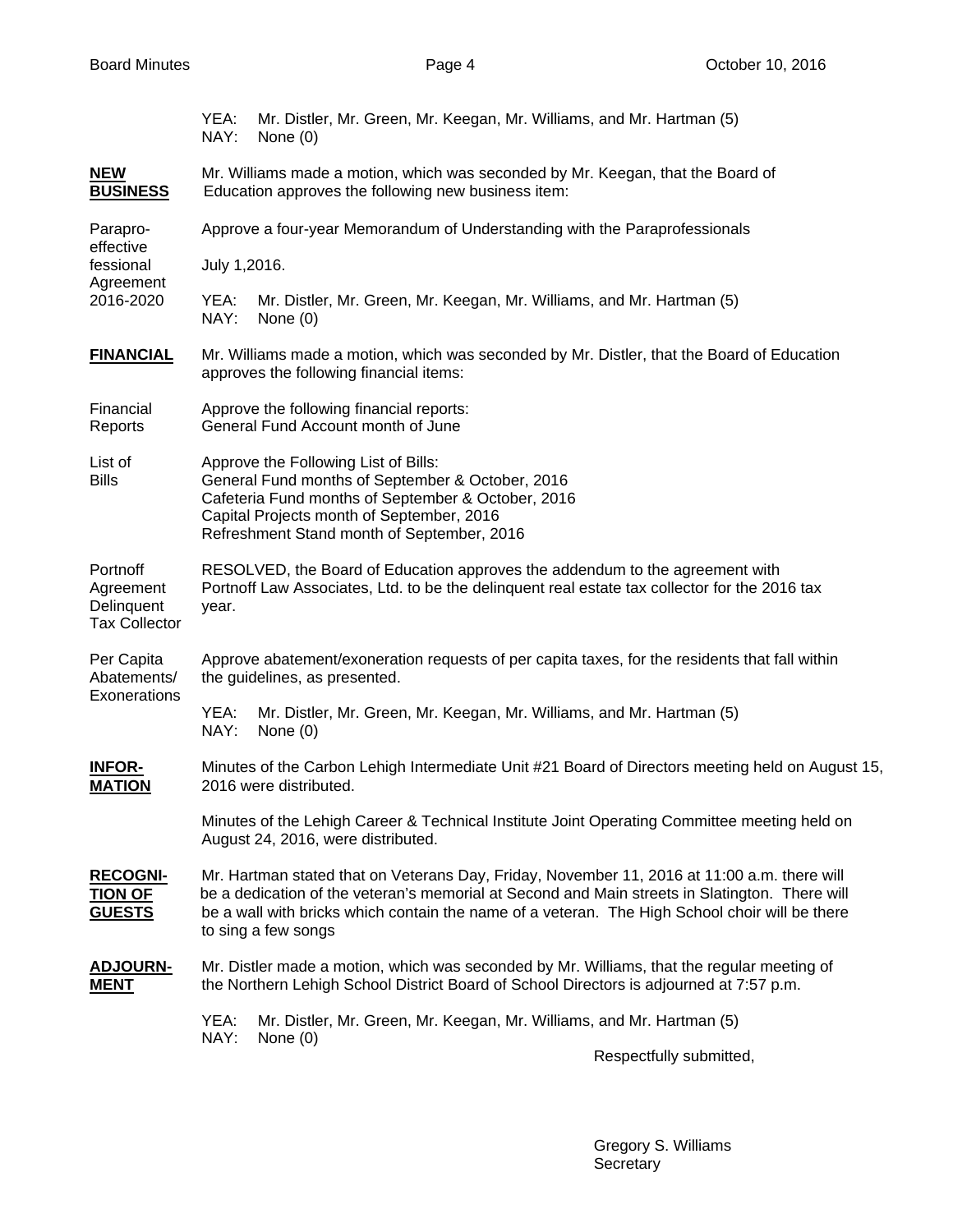YEA: Mr. Distler, Mr. Green, Mr. Keegan, Mr. Williams, and Mr. Hartman (5)
NAY: None (0)

**NEW BUSINESS**

Mr. Williams made a motion, which was seconded by Mr. Keegan, that the Board of Education approves the following new business item:

Paraprofessional Agreement 2016-2020

Approve a four-year Memorandum of Understanding with the Paraprofessionals effective July 1,2016.

YEA: Mr. Distler, Mr. Green, Mr. Keegan, Mr. Williams, and Mr. Hartman (5)
NAY: None (0)

**FINANCIAL**

Mr. Williams made a motion, which was seconded by Mr. Distler, that the Board of Education approves the following financial items:

Financial Reports

Approve the following financial reports:
General Fund Account month of June

List of Bills

Approve the Following List of Bills:
General Fund months of September & October, 2016
Cafeteria Fund months of September & October, 2016
Capital Projects month of September, 2016
Refreshment Stand month of September, 2016

Portnoff Agreement Delinquent Tax Collector

RESOLVED, the Board of Education approves the addendum to the agreement with Portnoff Law Associates, Ltd. to be the delinquent real estate tax collector for the 2016 tax year.

Per Capita Abatements/ Exonerations

Approve abatement/exoneration requests of per capita taxes, for the residents that fall within the guidelines, as presented.

YEA: Mr. Distler, Mr. Green, Mr. Keegan, Mr. Williams, and Mr. Hartman (5)
NAY: None (0)

**INFORMATION**

Minutes of the Carbon Lehigh Intermediate Unit #21 Board of Directors meeting held on August 15, 2016 were distributed.

Minutes of the Lehigh Career & Technical Institute Joint Operating Committee meeting held on August 24, 2016, were distributed.

**RECOGNITION OF GUESTS**

Mr. Hartman stated that on Veterans Day, Friday, November 11, 2016 at 11:00 a.m. there will be a dedication of the veteran's memorial at Second and Main streets in Slatington. There will be a wall with bricks which contain the name of a veteran. The High School choir will be there to sing a few songs

**ADJOURNMENT**

Mr. Distler made a motion, which was seconded by Mr. Williams, that the regular meeting of the Northern Lehigh School District Board of School Directors is adjourned at 7:57 p.m.

YEA: Mr. Distler, Mr. Green, Mr. Keegan, Mr. Williams, and Mr. Hartman (5)
NAY: None (0)

Respectfully submitted,

Gregory S. Williams
Secretary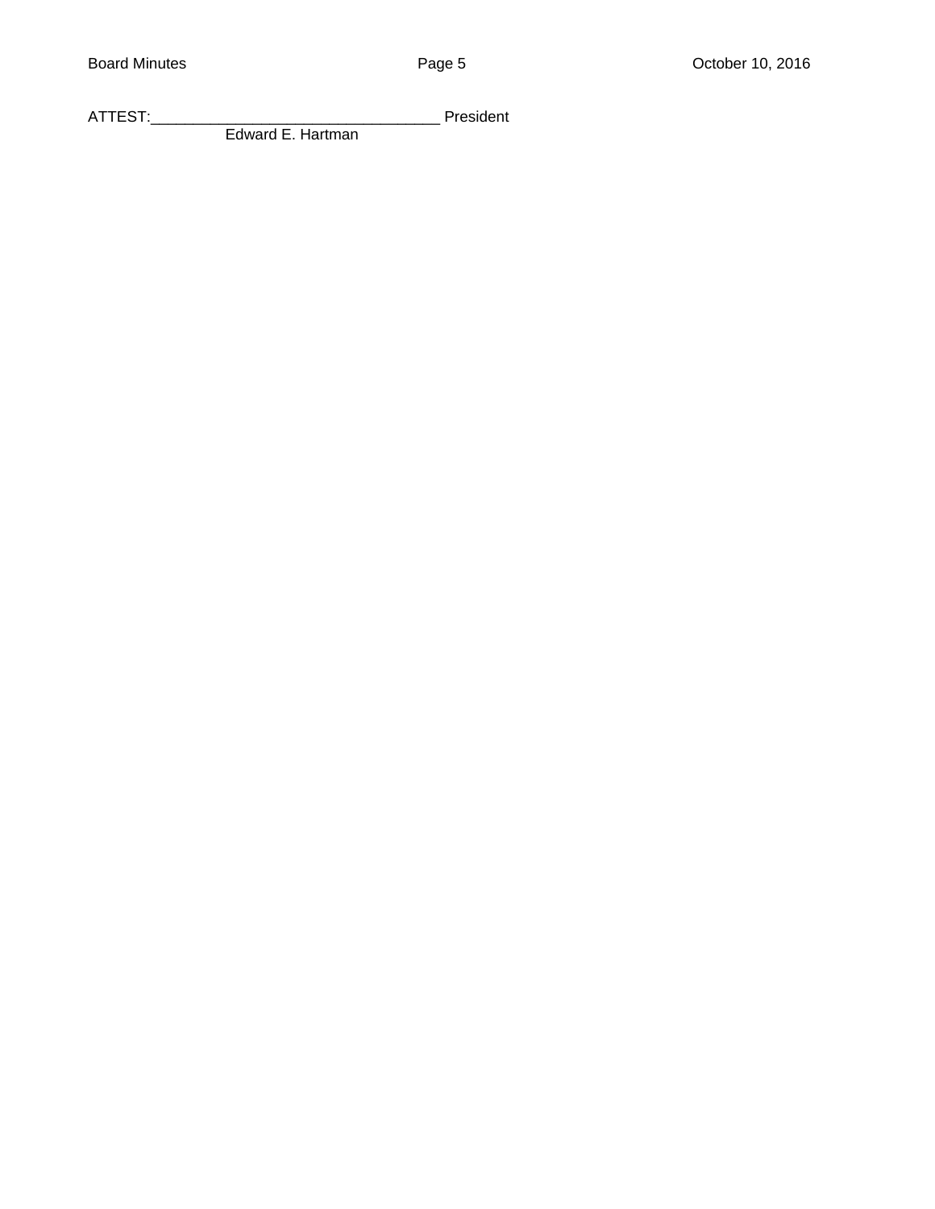ATTEST:_________________________________ President
Edward E. Hartman